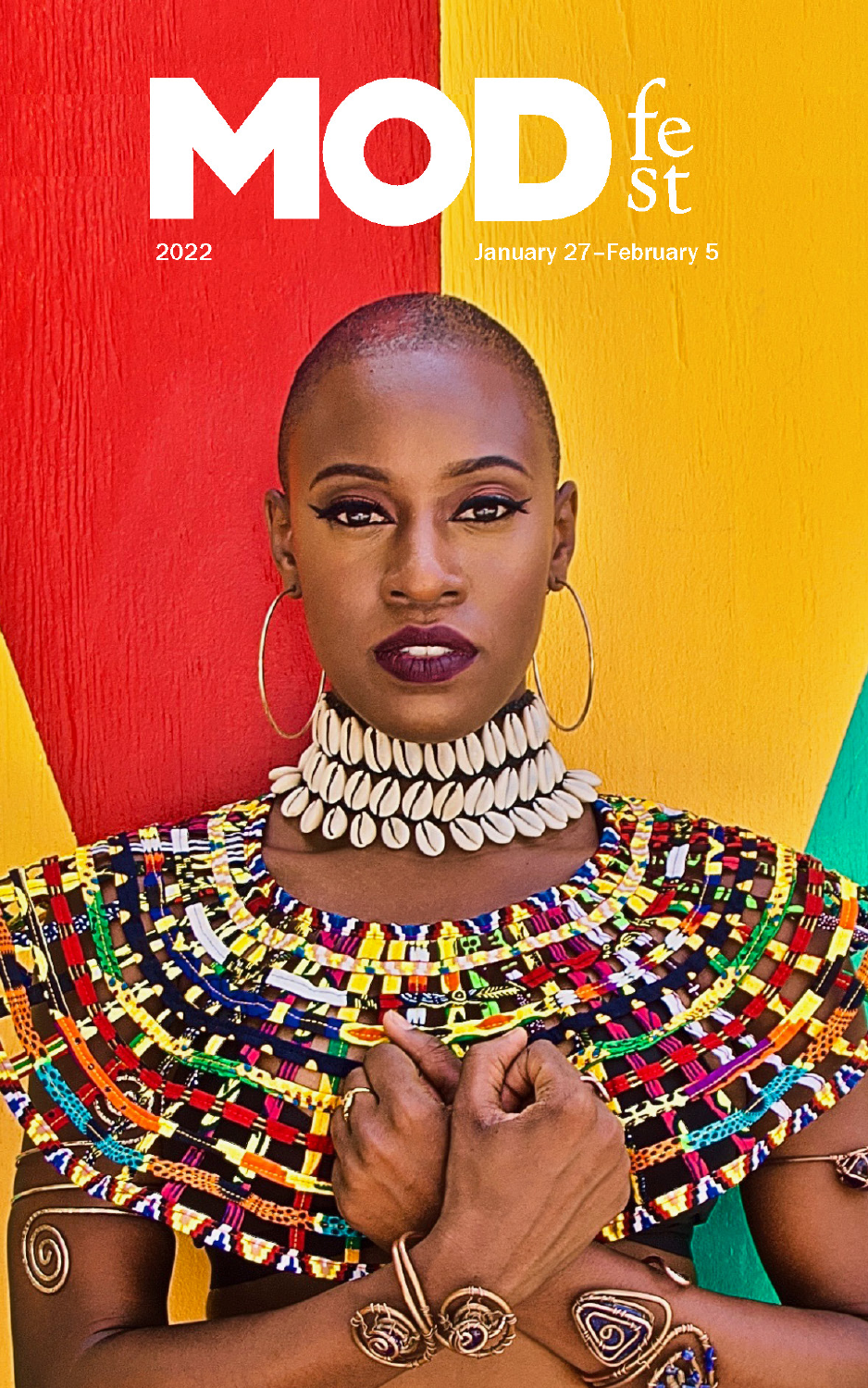# MOD fest

2022

January 27–February 5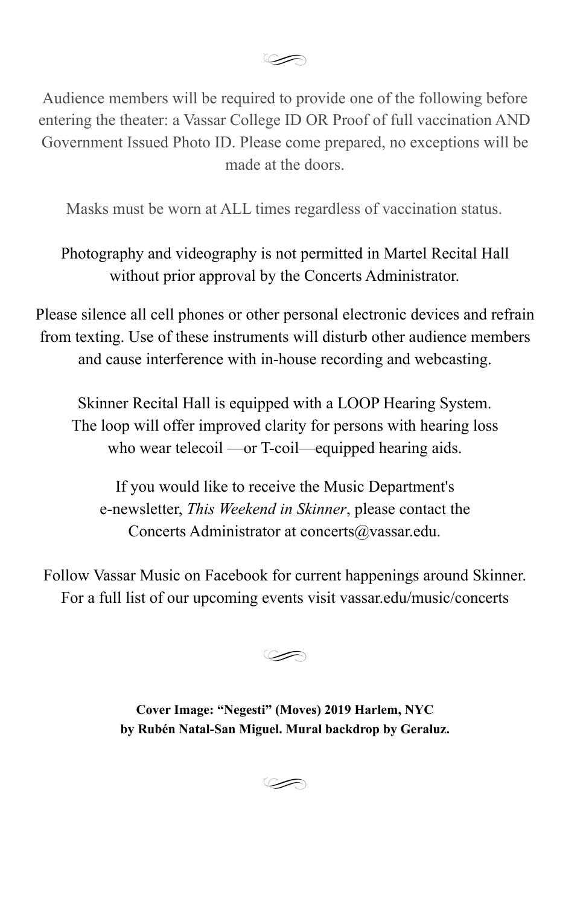Audience members will be required to provide one of the following before entering the theater: a Vassar College ID OR Proof of full vaccination AND Government Issued Photo ID. Please come prepared, no exceptions will be made at the doors.

Masks must be worn at ALL times regardless of vaccination status.

Photography and videography is not permitted in Martel Recital Hall without prior approval by the Concerts Administrator.

Please silence all cell phones or other personal electronic devices and refrain from texting. Use of these instruments will disturb other audience members and cause interference with in-house recording and webcasting.

Skinner Recital Hall is equipped with a LOOP Hearing System. The loop will offer improved clarity for persons with hearing loss who wear telecoil —or T-coil—equipped hearing aids.

If you would like to receive the Music Department's e-newsletter, *This Weekend in Skinner*, please contact the Concerts Administrator at concerts@vassar.edu.

Follow Vassar Music on Facebook for current happenings around Skinner. For a full list of our upcoming events visit vassar.edu/music/concerts

**Cover Image: "Negesti" (Moves) 2019 Harlem, NYC by Rubén Natal-San Miguel. Mural backdrop by Geraluz.**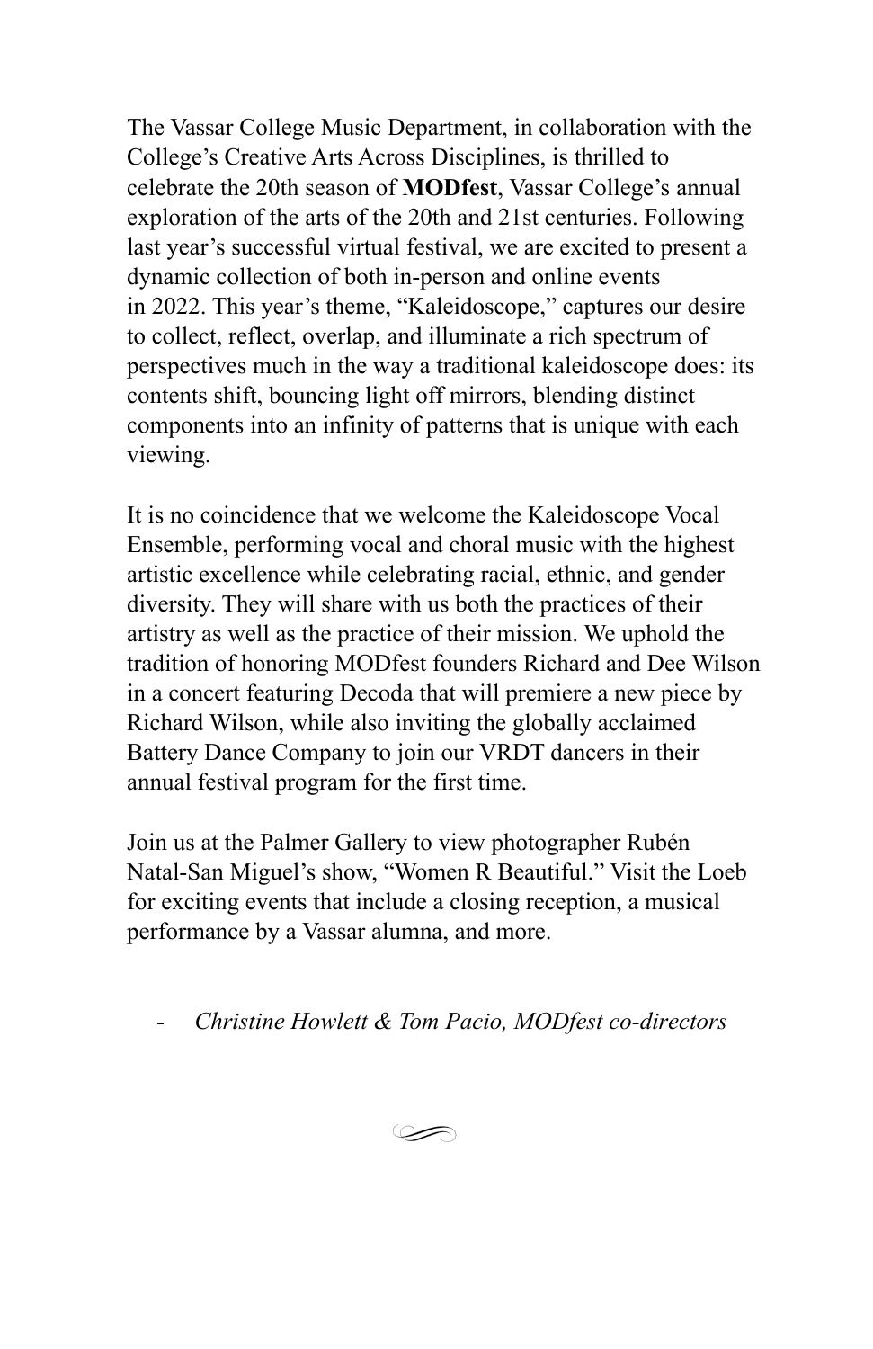The Vassar College Music Department, in collaboration with the College's Creative Arts Across Disciplines, is thrilled to celebrate the 20th season of **MODfest**, Vassar College's annual exploration of the arts of the 20th and 21st centuries. Following last year's successful virtual festival, we are excited to present a dynamic collection of both in-person and online events in 2022. This year's theme, "Kaleidoscope," captures our desire to collect, reflect, overlap, and illuminate a rich spectrum of perspectives much in the way a traditional kaleidoscope does: its contents shift, bouncing light off mirrors, blending distinct components into an infinity of patterns that is unique with each viewing.

It is no coincidence that we welcome the Kaleidoscope Vocal Ensemble, performing vocal and choral music with the highest artistic excellence while celebrating racial, ethnic, and gender diversity. They will share with us both the practices of their artistry as well as the practice of their mission. We uphold the tradition of honoring MODfest founders Richard and Dee Wilson in a concert featuring Decoda that will premiere a new piece by Richard Wilson, while also inviting the globally acclaimed Battery Dance Company to join our VRDT dancers in their annual festival program for the first time.

Join us at the Palmer Gallery to view photographer Rubén Natal-San Miguel's show, "Women R Beautiful." Visit the Loeb for exciting events that include a closing reception, a musical performance by a Vassar alumna, and more.

- *Christine Howlett & Tom Pacio, MODfest co-directors*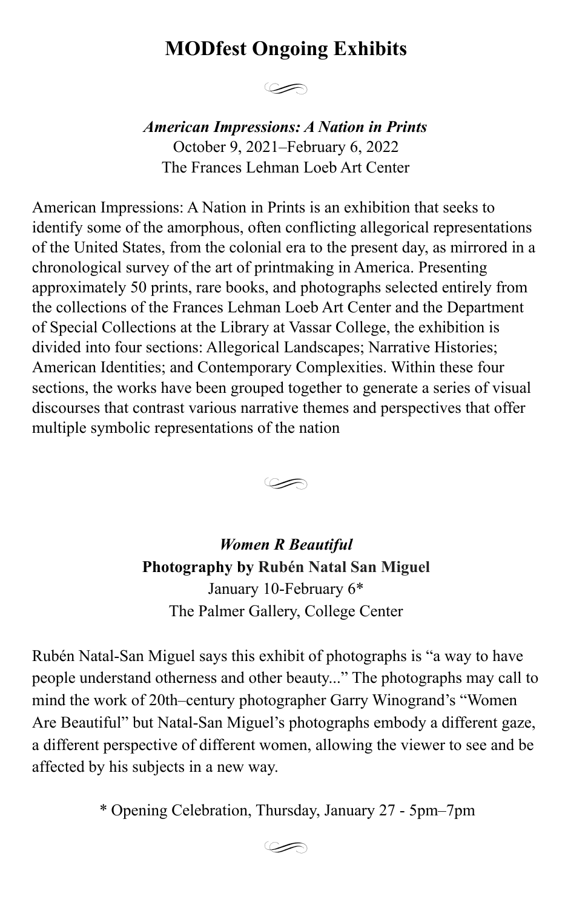# MODfest Ongoing Exhibits

***American Impressions: A Nation in Prints***

October 9, 2021–February 6, 2022

The Frances Lehman Loeb Art Center

American Impressions: A Nation in Prints is an exhibition that seeks to identify some of the amorphous, often conflicting allegorical representations of the United States, from the colonial era to the present day, as mirrored in a chronological survey of the art of printmaking in America. Presenting approximately 50 prints, rare books, and photographs selected entirely from the collections of the Frances Lehman Loeb Art Center and the Department of Special Collections at the Library at Vassar College, the exhibition is divided into four sections: Allegorical Landscapes; Narrative Histories; American Identities; and Contemporary Complexities. Within these four sections, the works have been grouped together to generate a series of visual discourses that contrast various narrative themes and perspectives that offer multiple symbolic representations of the nation

***Women R Beautiful***

**Photography by Rubén Natal San Miguel**

January 10-February 6*

The Palmer Gallery, College Center

Rubén Natal-San Miguel says this exhibit of photographs is "a way to have people understand otherness and other beauty..." The photographs may call to mind the work of 20th–century photographer Garry Winogrand's "Women Are Beautiful" but Natal-San Miguel's photographs embody a different gaze, a different perspective of different women, allowing the viewer to see and be affected by his subjects in a new way.

* Opening Celebration, Thursday, January 27 - 5pm–7pm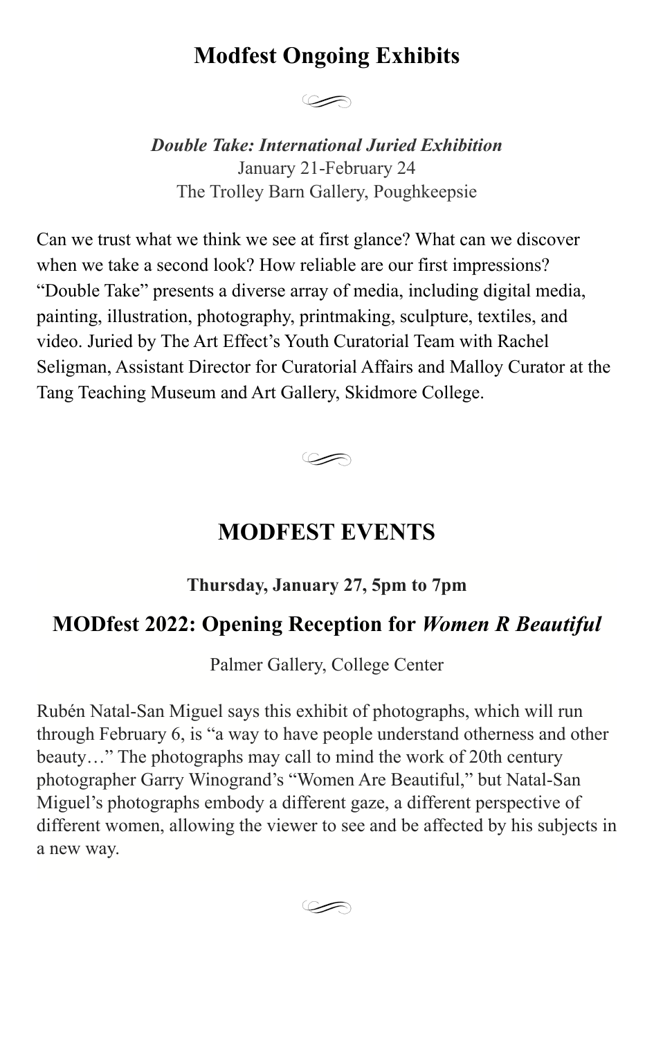# Modfest Ongoing Exhibits

***Double Take: International Juried Exhibition***

January 21-February 24

The Trolley Barn Gallery, Poughkeepsie

Can we trust what we think we see at first glance? What can we discover when we take a second look? How reliable are our first impressions? “Double Take” presents a diverse array of media, including digital media, painting, illustration, photography, printmaking, sculpture, textiles, and video. Juried by The Art Effect’s Youth Curatorial Team with Rachel Seligman, Assistant Director for Curatorial Affairs and Malloy Curator at the Tang Teaching Museum and Art Gallery, Skidmore College.

# MODFEST EVENTS

**Thursday, January 27, 5pm to 7pm**

## MODfest 2022: Opening Reception for *Women R Beautiful*

Palmer Gallery, College Center

Rubén Natal-San Miguel says this exhibit of photographs, which will run through February 6, is “a way to have people understand otherness and other beauty…” The photographs may call to mind the work of 20th century photographer Garry Winogrand’s “Women Are Beautiful,” but Natal-San Miguel’s photographs embody a different gaze, a different perspective of different women, allowing the viewer to see and be affected by his subjects in a new way.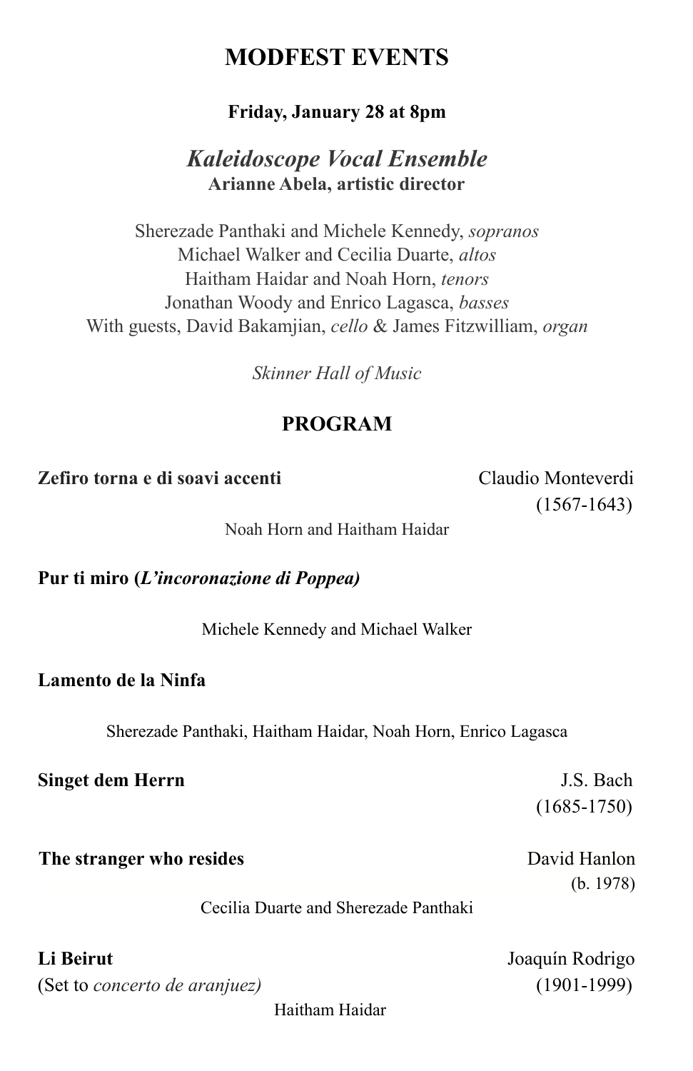# MODFEST EVENTS

**Friday, January 28 at 8pm**

## *Kaleidoscope Vocal Ensemble*

**Arianne Abela, artistic director**

Sherezade Panthaki and Michele Kennedy, *sopranos*
Michael Walker and Cecilia Duarte, *altos*
Haitham Haidar and Noah Horn, *tenors*
Jonathan Woody and Enrico Lagasca, *basses*
With guests, David Bakamjian, *cello* & James Fitzwilliam, *organ*

*Skinner Hall of Music*

## PROGRAM

**Zefiro torna e di soavi accenti** — Claudio Monteverdi (1567-1643)

Noah Horn and Haitham Haidar

**Pur ti miro (*L'incoronazione di Poppea)***

Michele Kennedy and Michael Walker

**Lamento de la Ninfa**

Sherezade Panthaki, Haitham Haidar, Noah Horn, Enrico Lagasca

**Singet dem Herrn** — J.S. Bach (1685-1750)

**The stranger who resides** — David Hanlon (b. 1978)

Cecilia Duarte and Sherezade Panthaki

**Li Beirut** — Joaquín Rodrigo (1901-1999)
(Set to *concerto de aranjuez)*

Haitham Haidar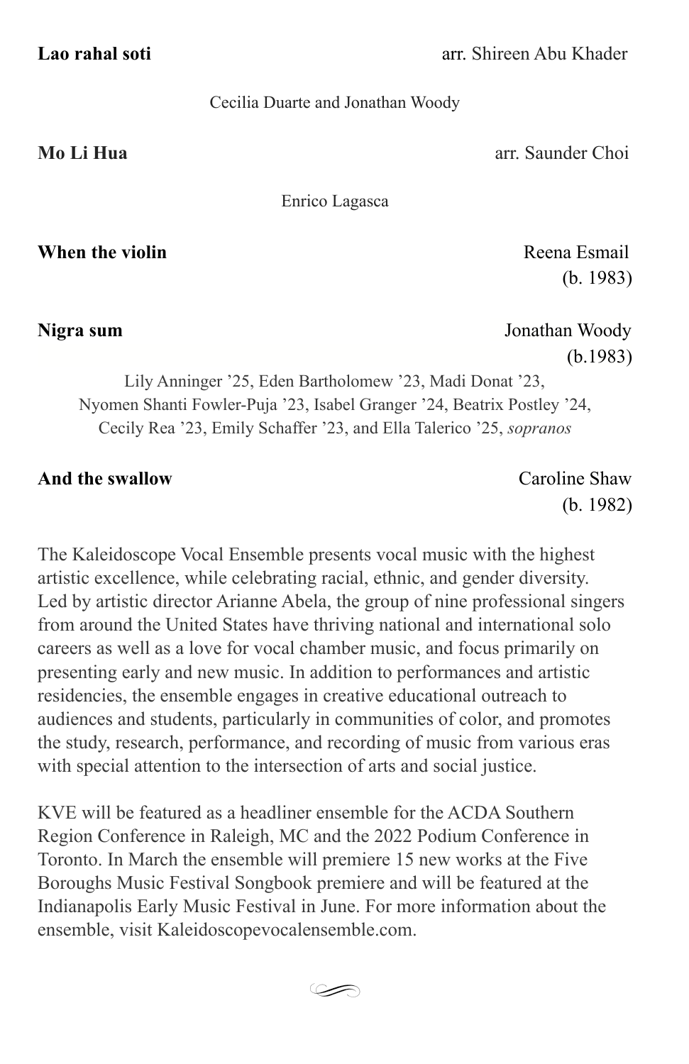**Lao rahal soti** arr. Shireen Abu Khader

Cecilia Duarte and Jonathan Woody

**Mo Li Hua** arr. Saunder Choi

Enrico Lagasca

**When the violin** Reena Esmail (b. 1983)

**Nigra sum** Jonathan Woody (b.1983)

Lily Anninger ’25, Eden Bartholomew ’23, Madi Donat ’23, Nyomen Shanti Fowler-Puja ’23, Isabel Granger ’24, Beatrix Postley ’24, Cecily Rea ’23, Emily Schaffer ’23, and Ella Talerico ’25, *sopranos*

**And the swallow** Caroline Shaw (b. 1982)

The Kaleidoscope Vocal Ensemble presents vocal music with the highest artistic excellence, while celebrating racial, ethnic, and gender diversity. Led by artistic director Arianne Abela, the group of nine professional singers from around the United States have thriving national and international solo careers as well as a love for vocal chamber music, and focus primarily on presenting early and new music. In addition to performances and artistic residencies, the ensemble engages in creative educational outreach to audiences and students, particularly in communities of color, and promotes the study, research, performance, and recording of music from various eras with special attention to the intersection of arts and social justice.

KVE will be featured as a headliner ensemble for the ACDA Southern Region Conference in Raleigh, MC and the 2022 Podium Conference in Toronto. In March the ensemble will premiere 15 new works at the Five Boroughs Music Festival Songbook premiere and will be featured at the Indianapolis Early Music Festival in June. For more information about the ensemble, visit Kaleidoscopevocalensemble.com.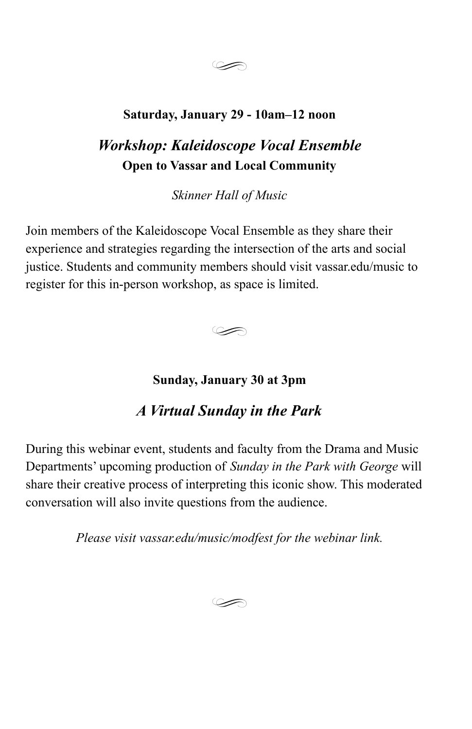**Saturday, January 29 - 10am–12 noon**

## *Workshop: Kaleidoscope Vocal Ensemble*

**Open to Vassar and Local Community**

*Skinner Hall of Music*

Join members of the Kaleidoscope Vocal Ensemble as they share their experience and strategies regarding the intersection of the arts and social justice. Students and community members should visit vassar.edu/music to register for this in-person workshop, as space is limited.

**Sunday, January 30 at 3pm**

## *A Virtual Sunday in the Park*

During this webinar event, students and faculty from the Drama and Music Departments' upcoming production of *Sunday in the Park with George* will share their creative process of interpreting this iconic show. This moderated conversation will also invite questions from the audience.

*Please visit vassar.edu/music/modfest for the webinar link.*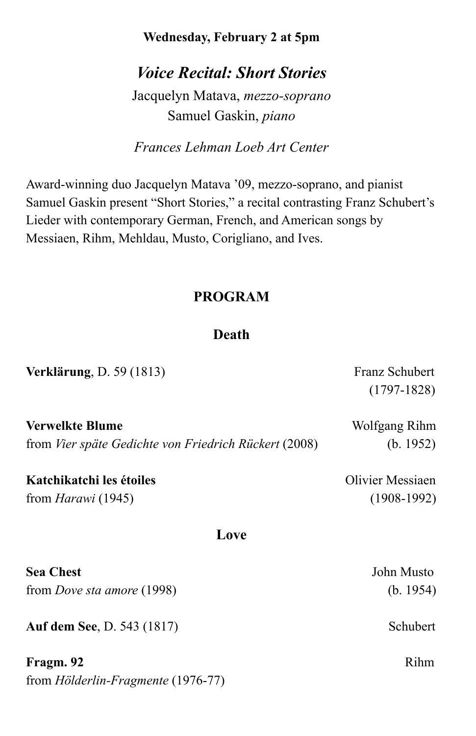**Wednesday, February 2 at 5pm**

## *Voice Recital: Short Stories*

Jacquelyn Matava, *mezzo-soprano*
Samuel Gaskin, *piano*

*Frances Lehman Loeb Art Center*

Award-winning duo Jacquelyn Matava '09, mezzo-soprano, and pianist Samuel Gaskin present "Short Stories," a recital contrasting Franz Schubert's Lieder with contemporary German, French, and American songs by Messiaen, Rihm, Mehldau, Musto, Corigliano, and Ives.

### PROGRAM

#### Death

**Verklärung**, D. 59 (1813) — Franz Schubert (1797-1828)

**Verwelkte Blume**
from *Vier späte Gedichte von Friedrich Rückert* (2008) — Wolfgang Rihm (b. 1952)

**Katchikatchi les étoiles**
from *Harawi* (1945) — Olivier Messiaen (1908-1992)

#### Love

**Sea Chest**
from *Dove sta amore* (1998) — John Musto (b. 1954)

**Auf dem See**, D. 543 (1817) — Schubert

**Fragm. 92**
from *Hölderlin-Fragmente* (1976-77) — Rihm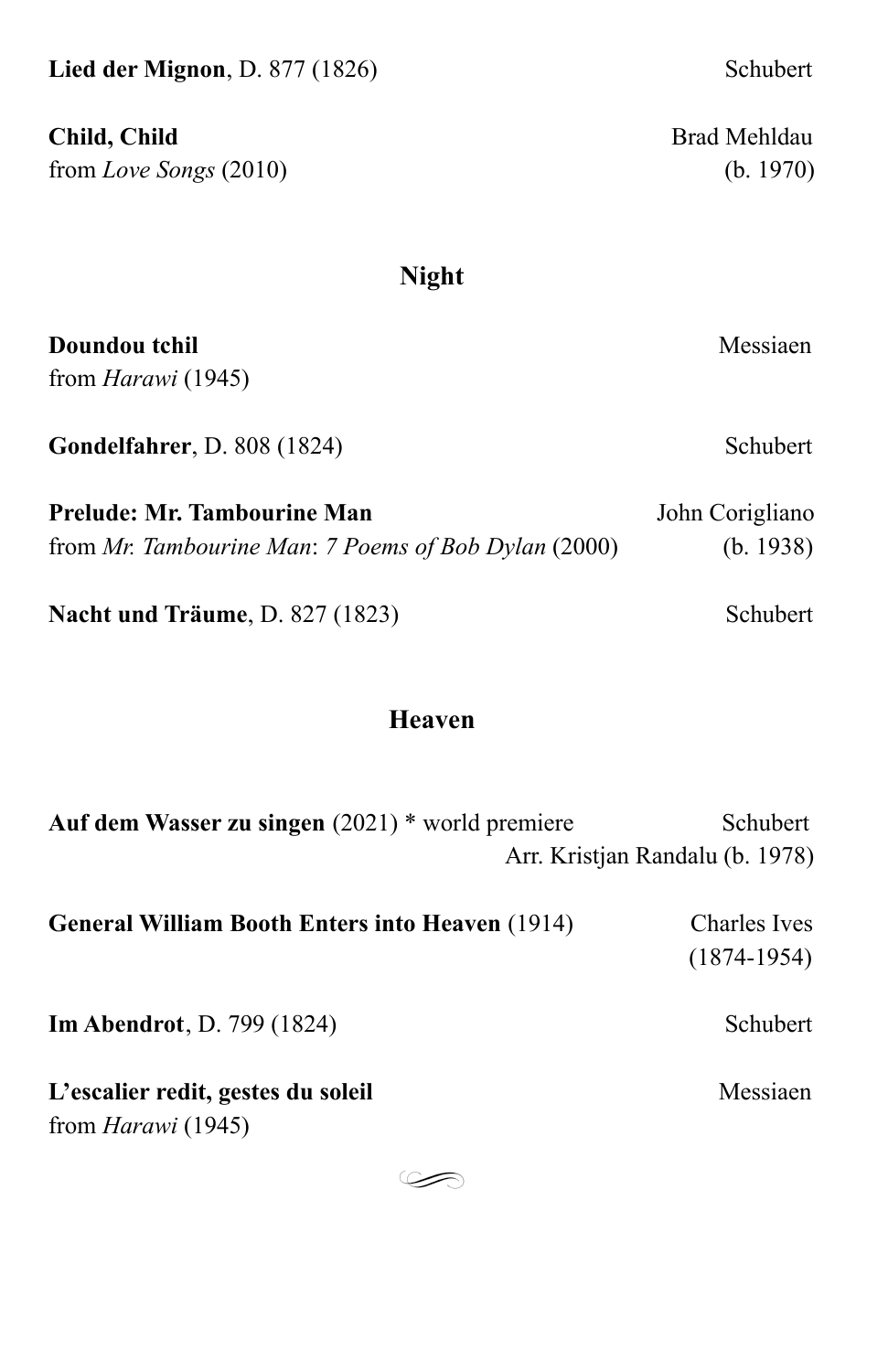**Lied der Mignon**, D. 877 (1826) — Schubert

**Child, Child**
from *Love Songs* (2010) — Brad Mehldau (b. 1970)

## Night

**Doundou tchil**
from *Harawi* (1945) — Messiaen

**Gondelfahrer**, D. 808 (1824) — Schubert

**Prelude: Mr. Tambourine Man**
from *Mr. Tambourine Man*: *7 Poems of Bob Dylan* (2000) — John Corigliano (b. 1938)

**Nacht und Träume**, D. 827 (1823) — Schubert

## Heaven

**Auf dem Wasser zu singen** (2021) * world premiere — Schubert
Arr. Kristjan Randalu (b. 1978)

**General William Booth Enters into Heaven** (1914) — Charles Ives (1874-1954)

**Im Abendrot**, D. 799 (1824) — Schubert

**L'escalier redit, gestes du soleil**
from *Harawi* (1945) — Messiaen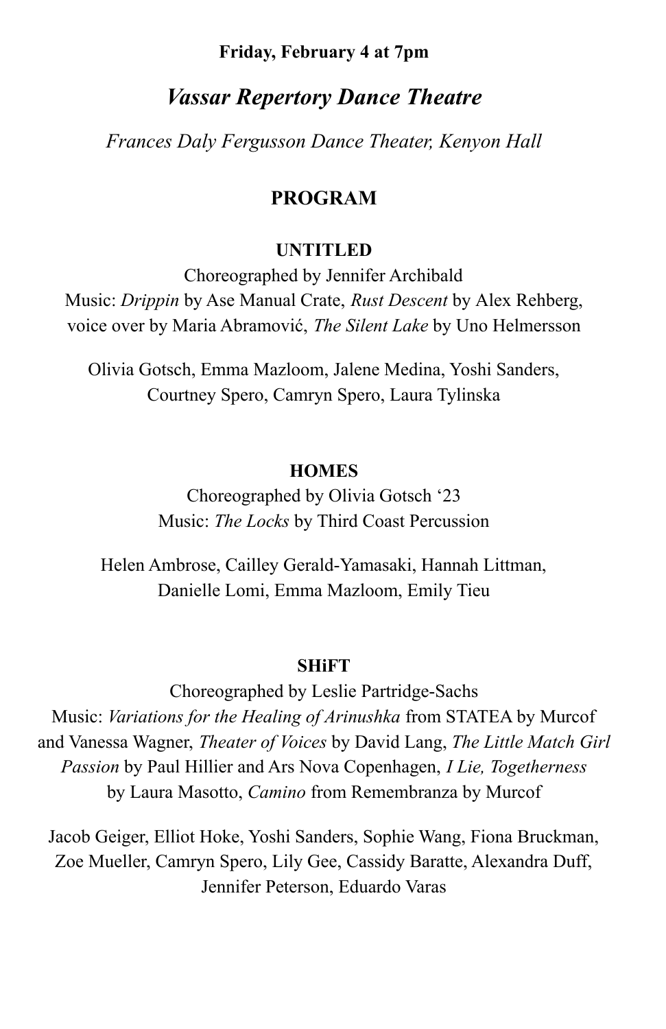**Friday, February 4 at 7pm**

# *Vassar Repertory Dance Theatre*

*Frances Daly Fergusson Dance Theater, Kenyon Hall*

## PROGRAM

### UNTITLED

Choreographed by Jennifer Archibald
Music: *Drippin* by Ase Manual Crate, *Rust Descent* by Alex Rehberg, voice over by Maria Abramović, *The Silent Lake* by Uno Helmersson

Olivia Gotsch, Emma Mazloom, Jalene Medina, Yoshi Sanders, Courtney Spero, Camryn Spero, Laura Tylinska

### HOMES

Choreographed by Olivia Gotsch '23
Music: *The Locks* by Third Coast Percussion

Helen Ambrose, Cailley Gerald-Yamasaki, Hannah Littman, Danielle Lomi, Emma Mazloom, Emily Tieu

### SHiFT

Choreographed by Leslie Partridge-Sachs
Music: *Variations for the Healing of Arinushka* from STATEA by Murcof and Vanessa Wagner, *Theater of Voices* by David Lang, *The Little Match Girl Passion* by Paul Hillier and Ars Nova Copenhagen, *I Lie, Togetherness* by Laura Masotto, *Camino* from Remembranza by Murcof

Jacob Geiger, Elliot Hoke, Yoshi Sanders, Sophie Wang, Fiona Bruckman, Zoe Mueller, Camryn Spero, Lily Gee, Cassidy Baratte, Alexandra Duff, Jennifer Peterson, Eduardo Varas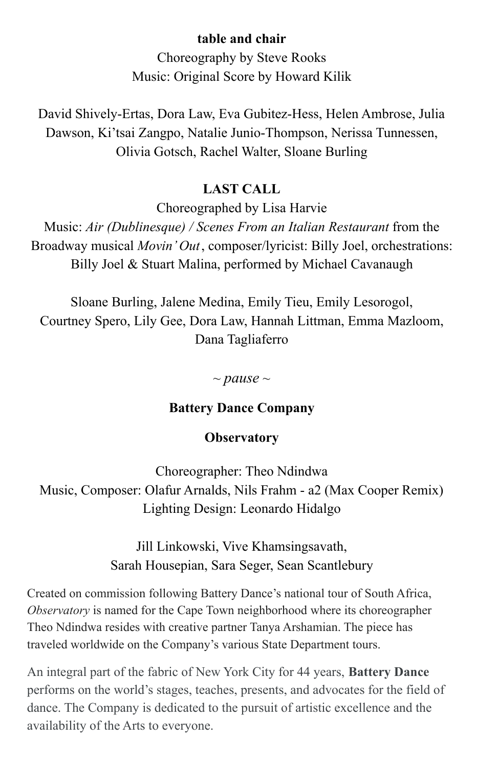**table and chair**

Choreography by Steve Rooks
Music: Original Score by Howard Kilik

David Shively-Ertas, Dora Law, Eva Gubitez-Hess, Helen Ambrose, Julia Dawson, Ki'tsai Zangpo, Natalie Junio-Thompson, Nerissa Tunnessen, Olivia Gotsch, Rachel Walter, Sloane Burling

**LAST CALL**

Choreographed by Lisa Harvie
Music: *Air (Dublinesque) / Scenes From an Italian Restaurant* from the Broadway musical *Movin' Out*, composer/lyricist: Billy Joel, orchestrations: Billy Joel & Stuart Malina, performed by Michael Cavanaugh

Sloane Burling, Jalene Medina, Emily Tieu, Emily Lesorogol, Courtney Spero, Lily Gee, Dora Law, Hannah Littman, Emma Mazloom, Dana Tagliaferro

*~ pause ~*

**Battery Dance Company**

**Observatory**

Choreographer: Theo Ndindwa
Music, Composer: Olafur Arnalds, Nils Frahm - a2 (Max Cooper Remix)
Lighting Design: Leonardo Hidalgo

Jill Linkowski, Vive Khamsingsavath,
Sarah Housepian, Sara Seger, Sean Scantlebury

Created on commission following Battery Dance's national tour of South Africa, *Observatory* is named for the Cape Town neighborhood where its choreographer Theo Ndindwa resides with creative partner Tanya Arshamian. The piece has traveled worldwide on the Company's various State Department tours.

An integral part of the fabric of New York City for 44 years, **Battery Dance** performs on the world's stages, teaches, presents, and advocates for the field of dance. The Company is dedicated to the pursuit of artistic excellence and the availability of the Arts to everyone.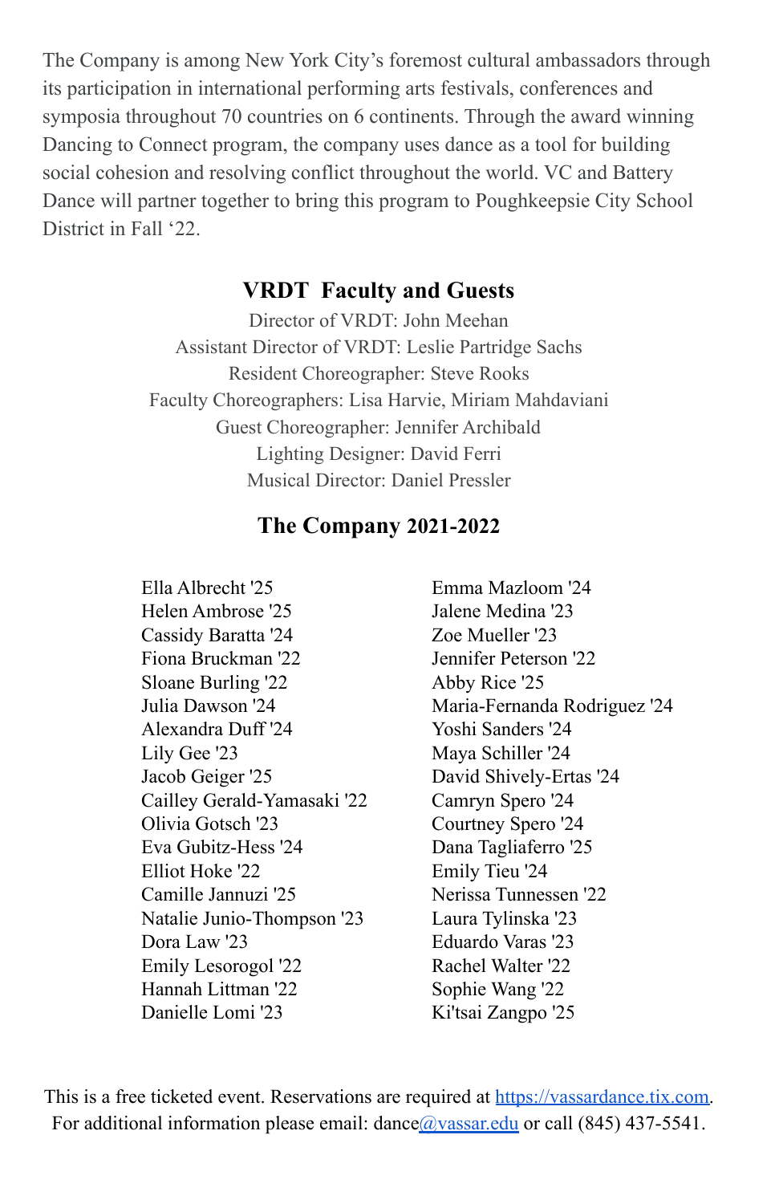The Company is among New York City's foremost cultural ambassadors through its participation in international performing arts festivals, conferences and symposia throughout 70 countries on 6 continents. Through the award winning Dancing to Connect program, the company uses dance as a tool for building social cohesion and resolving conflict throughout the world. VC and Battery Dance will partner together to bring this program to Poughkeepsie City School District in Fall '22.

## VRDT  Faculty and Guests

Director of VRDT: John Meehan
Assistant Director of VRDT: Leslie Partridge Sachs
Resident Choreographer: Steve Rooks
Faculty Choreographers: Lisa Harvie, Miriam Mahdaviani
Guest Choreographer: Jennifer Archibald
Lighting Designer: David Ferri
Musical Director: Daniel Pressler

## The Company 2021-2022

Ella Albrecht '25
Helen Ambrose '25
Cassidy Baratta '24
Fiona Bruckman '22
Sloane Burling '22
Julia Dawson '24
Alexandra Duff '24
Lily Gee '23
Jacob Geiger '25
Cailley Gerald-Yamasaki '22
Olivia Gotsch '23
Eva Gubitz-Hess '24
Elliot Hoke '22
Camille Jannuzi '25
Natalie Junio-Thompson '23
Dora Law '23
Emily Lesorogol '22
Hannah Littman '22
Danielle Lomi '23
Emma Mazloom '24
Jalene Medina '23
Zoe Mueller '23
Jennifer Peterson '22
Abby Rice '25
Maria-Fernanda Rodriguez '24
Yoshi Sanders '24
Maya Schiller '24
David Shively-Ertas '24
Camryn Spero '24
Courtney Spero '24
Dana Tagliaferro '25
Emily Tieu '24
Nerissa Tunnessen '22
Laura Tylinska '23
Eduardo Varas '23
Rachel Walter '22
Sophie Wang '22
Ki'tsai Zangpo '25

This is a free ticketed event. Reservations are required at https://vassardance.tix.com.
For additional information please email: dance@vassar.edu or call (845) 437-5541.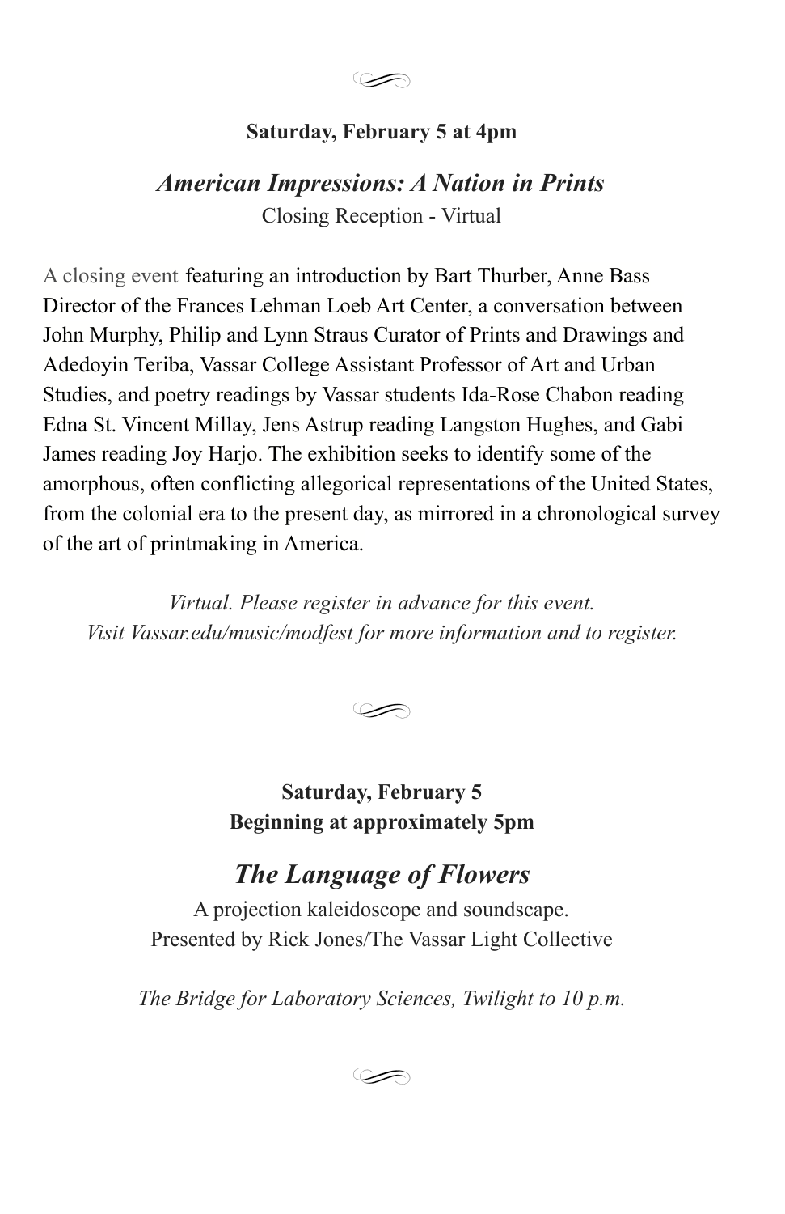**Saturday, February 5 at 4pm**

***American Impressions: A Nation in Prints***

Closing Reception - Virtual

A closing event featuring an introduction by Bart Thurber, Anne Bass Director of the Frances Lehman Loeb Art Center, a conversation between John Murphy, Philip and Lynn Straus Curator of Prints and Drawings and Adedoyin Teriba, Vassar College Assistant Professor of Art and Urban Studies, and poetry readings by Vassar students Ida-Rose Chabon reading Edna St. Vincent Millay, Jens Astrup reading Langston Hughes, and Gabi James reading Joy Harjo. The exhibition seeks to identify some of the amorphous, often conflicting allegorical representations of the United States, from the colonial era to the present day, as mirrored in a chronological survey of the art of printmaking in America.

*Virtual. Please register in advance for this event.*
*Visit Vassar.edu/music/modfest for more information and to register.*

**Saturday, February 5**
**Beginning at approximately 5pm**

***The Language of Flowers***

A projection kaleidoscope and soundscape.
Presented by Rick Jones/The Vassar Light Collective

*The Bridge for Laboratory Sciences, Twilight to 10 p.m.*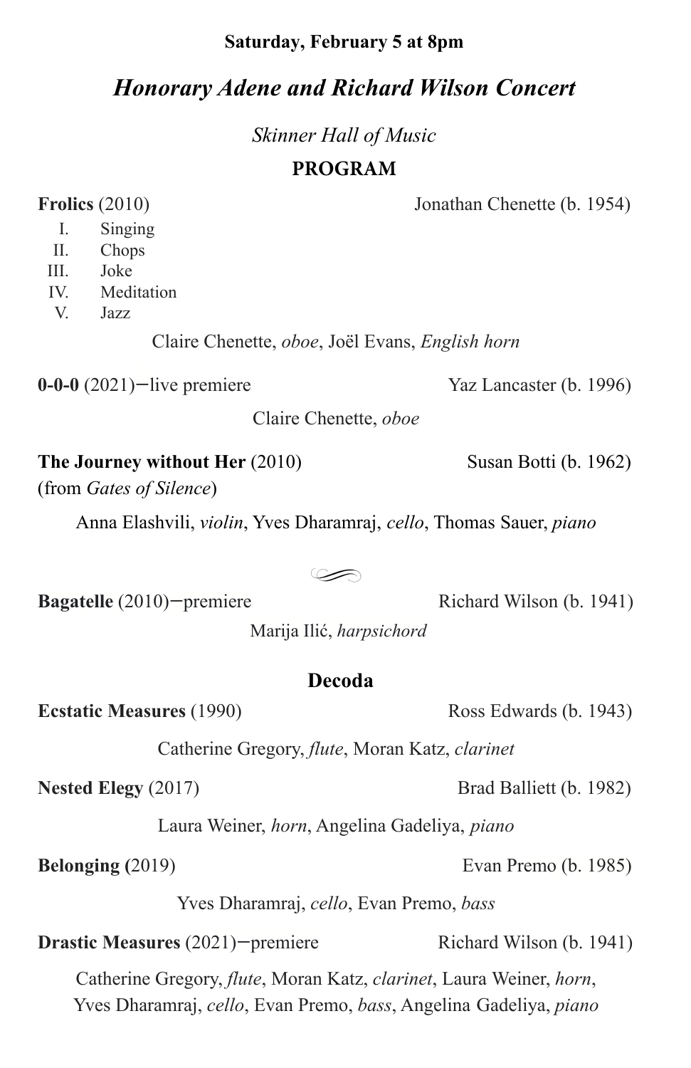**Saturday, February 5 at 8pm**

## *Honorary Adene and Richard Wilson Concert*

*Skinner Hall of Music*

### PROGRAM

**Frolics** (2010) — Jonathan Chenette (b. 1954)

I. Singing
II. Chops
III. Joke
IV. Meditation
V. Jazz

Claire Chenette, *oboe*, Joël Evans, *English horn*

**0-0-0** (2021)—live premiere — Yaz Lancaster (b. 1996)

Claire Chenette, *oboe*

**The Journey without Her** (2010) — Susan Botti (b. 1962)
(from *Gates of Silence*)

Anna Elashvili, *violin*, Yves Dharamraj, *cello*, Thomas Sauer, *piano*

**Bagatelle** (2010)—premiere — Richard Wilson (b. 1941)

Marija Ilić, *harpsichord*

### Decoda

**Ecstatic Measures** (1990) — Ross Edwards (b. 1943)

Catherine Gregory, *flute*, Moran Katz, *clarinet*

**Nested Elegy** (2017) — Brad Balliett (b. 1982)

Laura Weiner, *horn*, Angelina Gadeliya, *piano*

**Belonging (**2019) — Evan Premo (b. 1985)

Yves Dharamraj, *cello*, Evan Premo, *bass*

**Drastic Measures** (2021)—premiere — Richard Wilson (b. 1941)

Catherine Gregory, *flute*, Moran Katz, *clarinet*, Laura Weiner, *horn*,
Yves Dharamraj, *cello*, Evan Premo, *bass*, Angelina Gadeliya, *piano*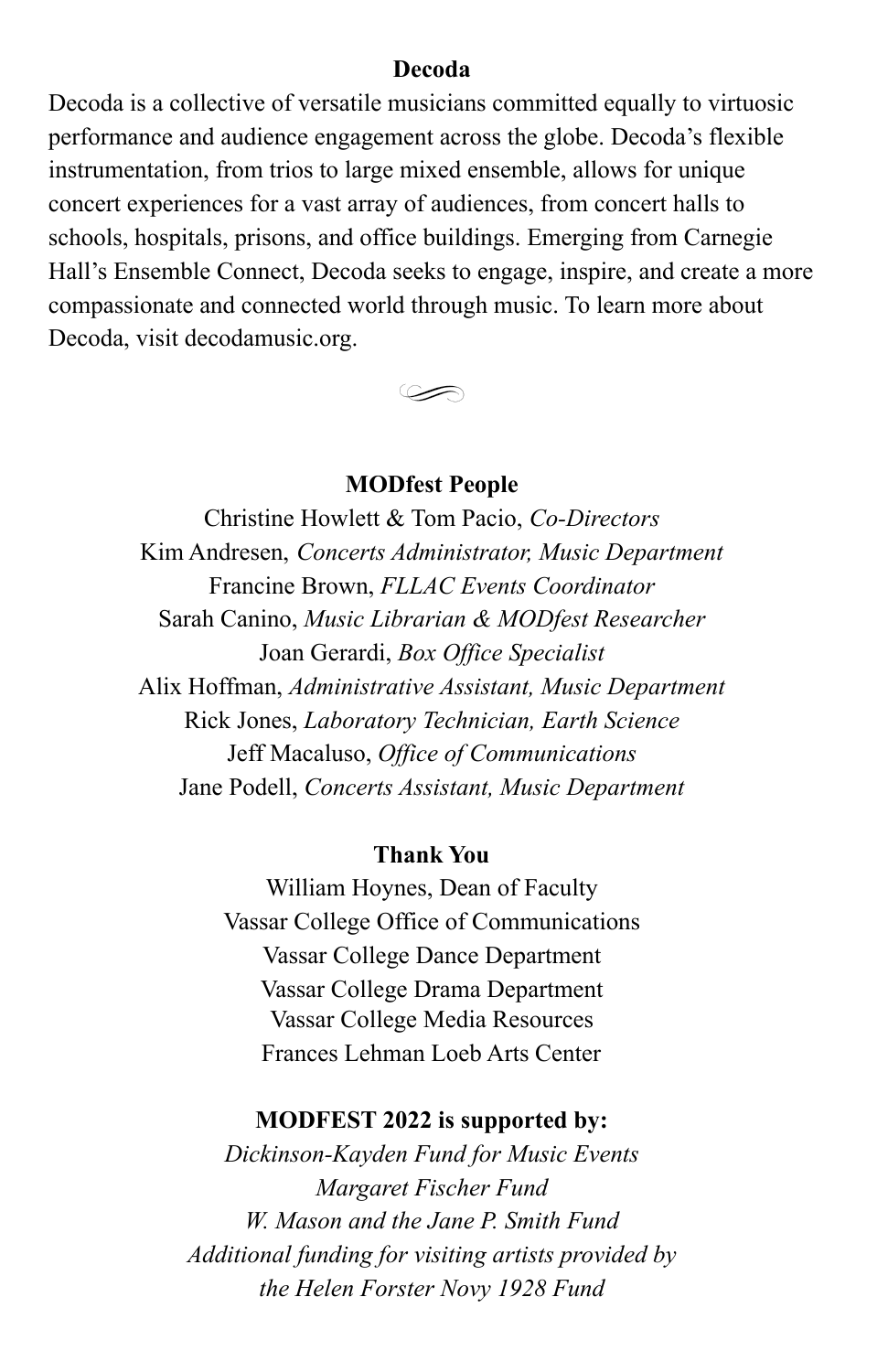**Decoda**

Decoda is a collective of versatile musicians committed equally to virtuosic performance and audience engagement across the globe. Decoda's flexible instrumentation, from trios to large mixed ensemble, allows for unique concert experiences for a vast array of audiences, from concert halls to schools, hospitals, prisons, and office buildings. Emerging from Carnegie Hall's Ensemble Connect, Decoda seeks to engage, inspire, and create a more compassionate and connected world through music. To learn more about Decoda, visit decodamusic.org.

**MODfest People**

Christine Howlett & Tom Pacio, *Co-Directors*
Kim Andresen, *Concerts Administrator, Music Department*
Francine Brown, *FLLAC Events Coordinator*
Sarah Canino, *Music Librarian & MODfest Researcher*
Joan Gerardi, *Box Office Specialist*
Alix Hoffman, *Administrative Assistant, Music Department*
Rick Jones, *Laboratory Technician, Earth Science*
Jeff Macaluso, *Office of Communications*
Jane Podell, *Concerts Assistant, Music Department*

**Thank You**

William Hoynes, Dean of Faculty
Vassar College Office of Communications
Vassar College Dance Department
Vassar College Drama Department
Vassar College Media Resources
Frances Lehman Loeb Arts Center

**MODFEST 2022 is supported by:**

*Dickinson-Kayden Fund for Music Events*
*Margaret Fischer Fund*
*W. Mason and the Jane P. Smith Fund*
*Additional funding for visiting artists provided by the Helen Forster Novy 1928 Fund*